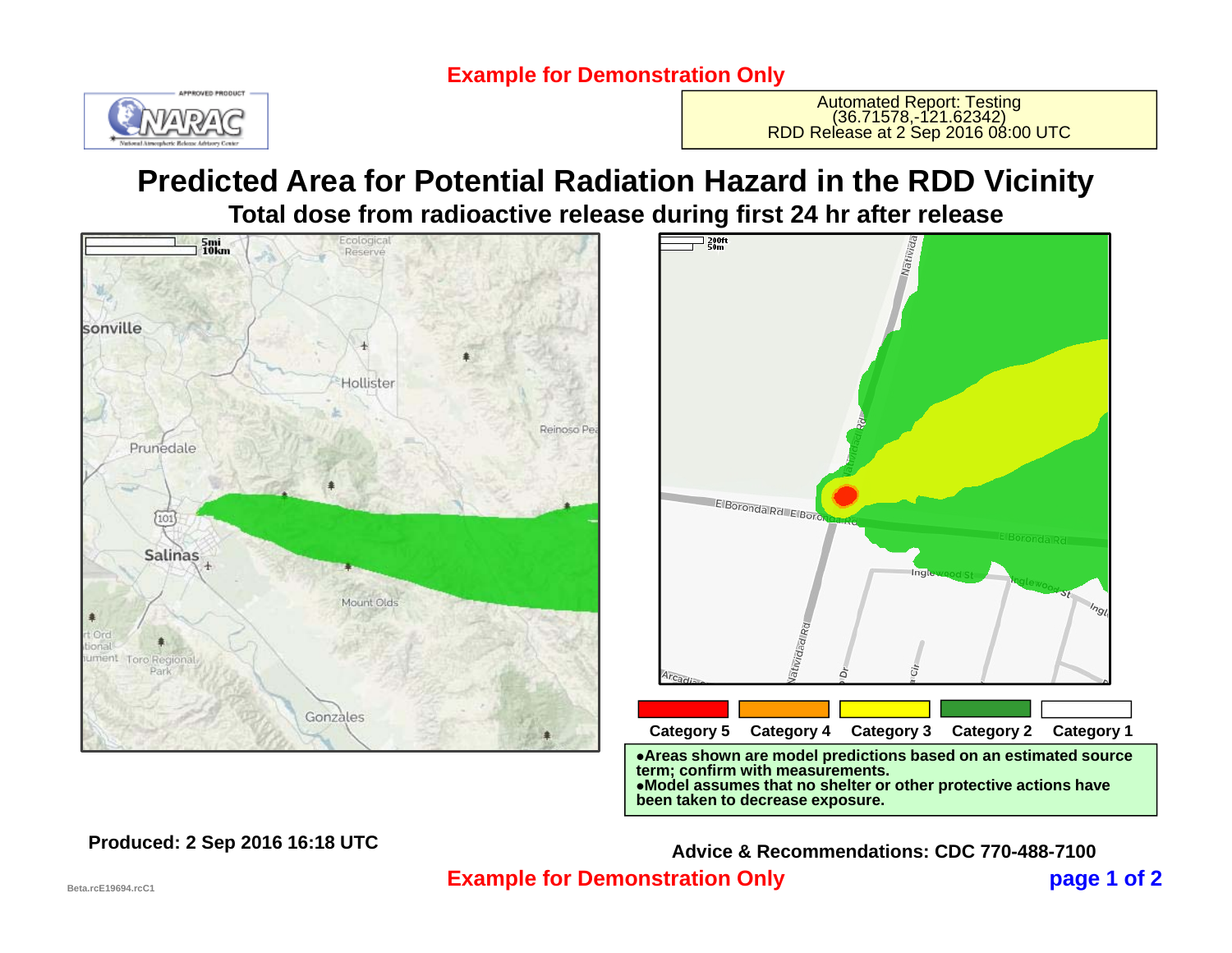**Example for Demonstration Only**

NARAC

Automated Report: Testing
(36.71578,-121.62342)
RDD Release at 2 Sep 2016 08:00 UTC

# Predicted Area for Potential Radiation Hazard in the RDD Vicinity

## Total dose from radioactive release during first 24 hr after release

| Category 5 | Category 4 | Category 3 | Category 2 | Category 1 |
|---|---|---|---|---|

- Areas shown are model predictions based on an estimated source term; confirm with measurements.
- Model assumes that no shelter or other protective actions have been taken to decrease exposure.

**Produced: 2 Sep 2016 16:18 UTC**

**Advice & Recommendations: CDC 770-488-7100**

**Example for Demonstration Only**

Beta.rcE19694.rcC1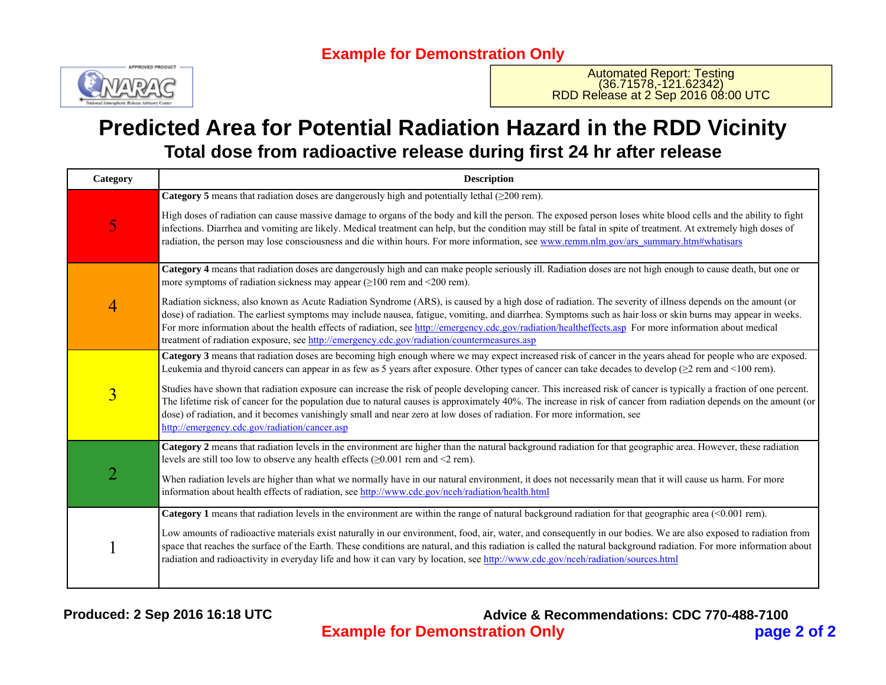**Example for Demonstration Only**

Automated Report: Testing
(36.71578,-121.62342)
RDD Release at 2 Sep 2016 08:00 UTC

# Predicted Area for Potential Radiation Hazard in the RDD Vicinity

## Total dose from radioactive release during first 24 hr after release

| Category | Description |
|---|---|
| 5 | **Category 5** means that radiation doses are dangerously high and potentially lethal (≥200 rem).<br><br>High doses of radiation can cause massive damage to organs of the body and kill the person. The exposed person loses white blood cells and the ability to fight infections. Diarrhea and vomiting are likely. Medical treatment can help, but the condition may still be fatal in spite of treatment. At extremely high doses of radiation, the person may lose consciousness and die within hours. For more information, see www.remm.nlm.gov/ars_summary.htm#whatisars |
| 4 | **Category 4** means that radiation doses are dangerously high and can make people seriously ill. Radiation doses are not high enough to cause death, but one or more symptoms of radiation sickness may appear (≥100 rem and <200 rem).<br><br>Radiation sickness, also known as Acute Radiation Syndrome (ARS), is caused by a high dose of radiation. The severity of illness depends on the amount (or dose) of radiation. The earliest symptoms may include nausea, fatigue, vomiting, and diarrhea. Symptoms such as hair loss or skin burns may appear in weeks. For more information about the health effects of radiation, see http://emergency.cdc.gov/radiation/healtheffects.asp For more information about medical treatment of radiation exposure, see http://emergency.cdc.gov/radiation/countermeasures.asp |
| 3 | **Category 3** means that radiation doses are becoming high enough where we may expect increased risk of cancer in the years ahead for people who are exposed. Leukemia and thyroid cancers can appear in as few as 5 years after exposure. Other types of cancer can take decades to develop (≥2 rem and <100 rem).<br><br>Studies have shown that radiation exposure can increase the risk of people developing cancer. This increased risk of cancer is typically a fraction of one percent. The lifetime risk of cancer for the population due to natural causes is approximately 40%. The increase in risk of cancer from radiation depends on the amount (or dose) of radiation, and it becomes vanishingly small and near zero at low doses of radiation. For more information, see http://emergency.cdc.gov/radiation/cancer.asp |
| 2 | **Category 2** means that radiation levels in the environment are higher than the natural background radiation for that geographic area. However, these radiation levels are still too low to observe any health effects (≥0.001 rem and <2 rem).<br><br>When radiation levels are higher than what we normally have in our natural environment, it does not necessarily mean that it will cause us harm. For more information about health effects of radiation, see http://www.cdc.gov/nceh/radiation/health.html |
| 1 | **Category 1** means that radiation levels in the environment are within the range of natural background radiation for that geographic area (<0.001 rem).<br><br>Low amounts of radioactive materials exist naturally in our environment, food, air, water, and consequently in our bodies. We are also exposed to radiation from space that reaches the surface of the Earth. These conditions are natural, and this radiation is called the natural background radiation. For more information about radiation and radioactivity in everyday life and how it can vary by location, see http://www.cdc.gov/nceh/radiation/sources.html |

**Produced: 2 Sep 2016 16:18 UTC**

**Advice & Recommendations: CDC 770-488-7100**

**Example for Demonstration Only**